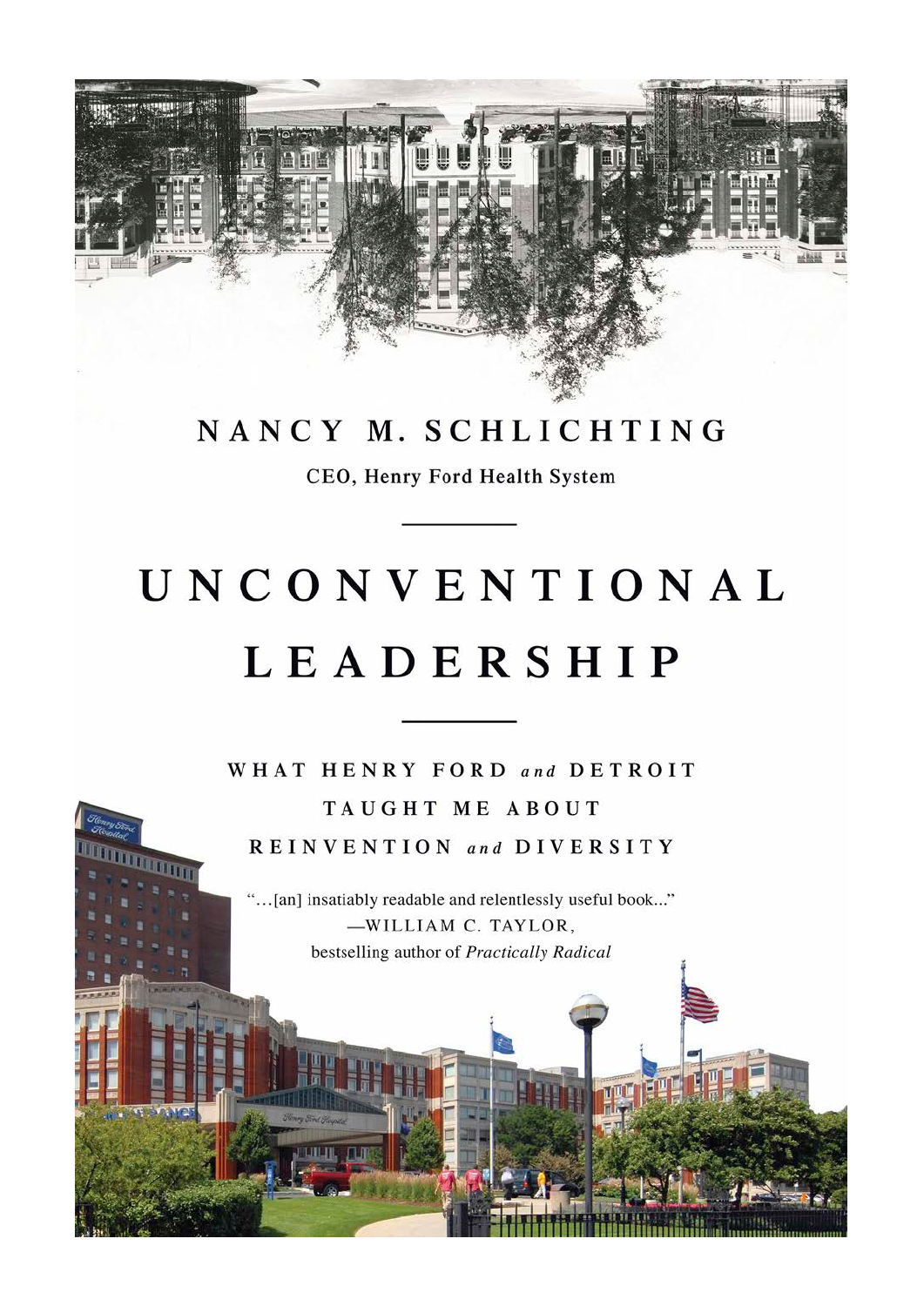NANCY M. SCHLICHTING

CEO, Henry Ford Health System

# UNCONVENTIONAL LEADERSHIP

## WHAT HENRY FORD *and* DETROIT TAUGHT ME ABOUT REINVENTION *and* DIVERSITY

"…[an] insatiably readable and relentlessly useful book…"
—WILLIAM C. TAYLOR,
bestselling author of *Practically Radical*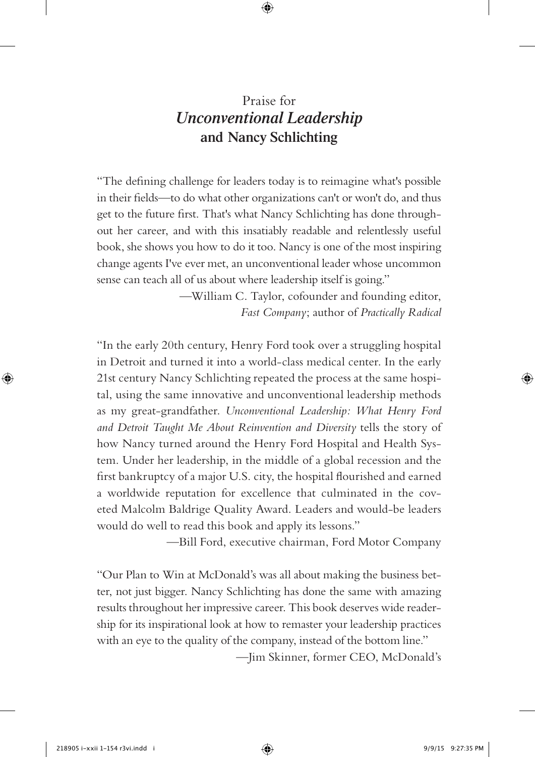# Praise for *Unconventional Leadership* and Nancy Schlichting

"The defining challenge for leaders today is to reimagine what's possible in their fields—to do what other organizations can't or won't do, and thus get to the future first. That's what Nancy Schlichting has done throughout her career, and with this insatiably readable and relentlessly useful book, she shows you how to do it too. Nancy is one of the most inspiring change agents I've ever met, an unconventional leader whose uncommon sense can teach all of us about where leadership itself is going."

—William C. Taylor, cofounder and founding editor, *Fast Company*; author of *Practically Radical*

"In the early 20th century, Henry Ford took over a struggling hospital in Detroit and turned it into a world-class medical center. In the early 21st century Nancy Schlichting repeated the process at the same hospital, using the same innovative and unconventional leadership methods as my great-grandfather. *Unconventional Leadership: What Henry Ford and Detroit Taught Me About Reinvention and Diversity* tells the story of how Nancy turned around the Henry Ford Hospital and Health System. Under her leadership, in the middle of a global recession and the first bankruptcy of a major U.S. city, the hospital flourished and earned a worldwide reputation for excellence that culminated in the coveted Malcolm Baldrige Quality Award. Leaders and would-be leaders would do well to read this book and apply its lessons."

—Bill Ford, executive chairman, Ford Motor Company

"Our Plan to Win at McDonald's was all about making the business better, not just bigger. Nancy Schlichting has done the same with amazing results throughout her impressive career. This book deserves wide readership for its inspirational look at how to remaster your leadership practices with an eye to the quality of the company, instead of the bottom line."

—Jim Skinner, former CEO, McDonald's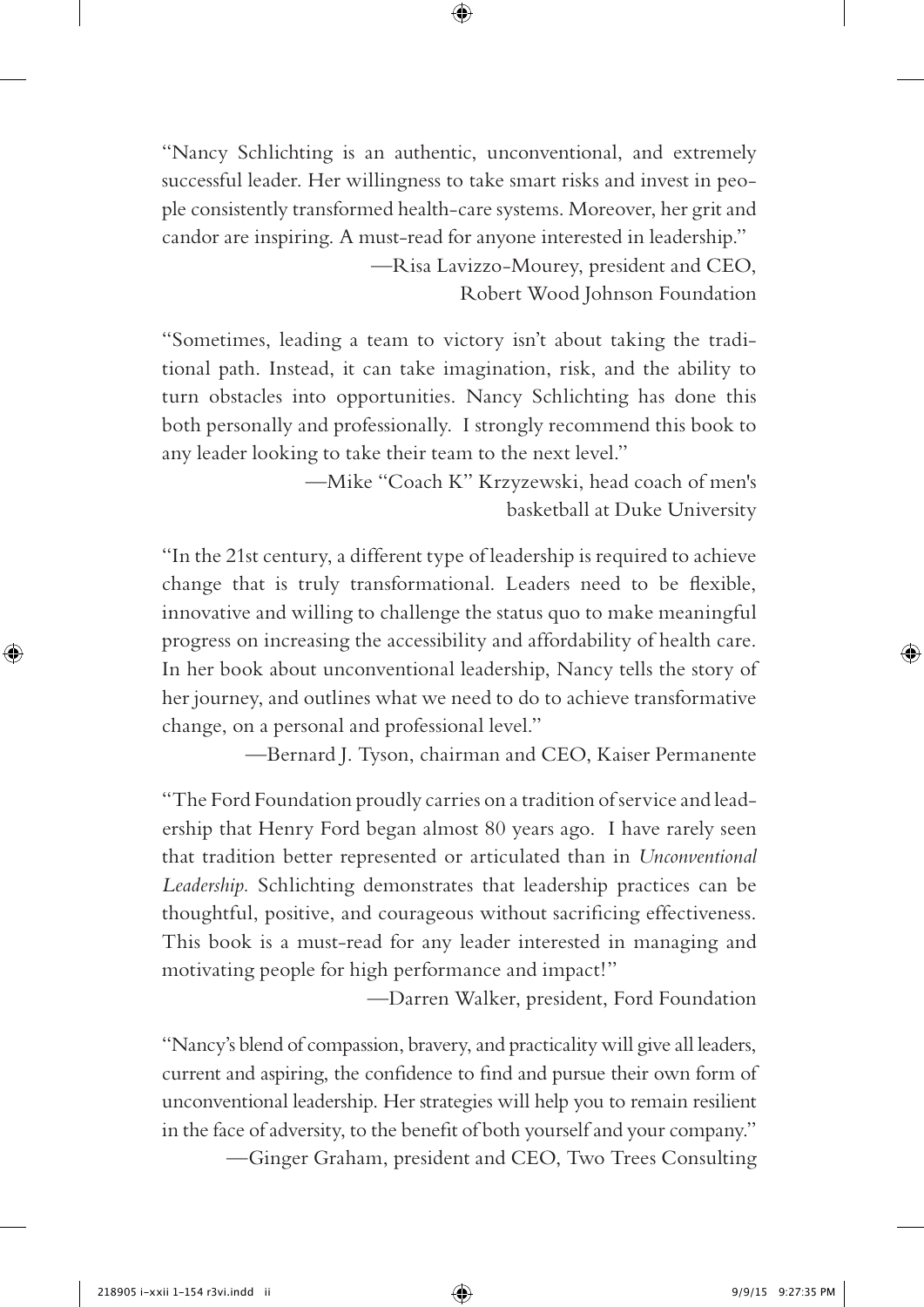"Nancy Schlichting is an authentic, unconventional, and extremely successful leader. Her willingness to take smart risks and invest in people consistently transformed health-care systems. Moreover, her grit and candor are inspiring. A must-read for anyone interested in leadership."

—Risa Lavizzo-Mourey, president and CEO, Robert Wood Johnson Foundation

"Sometimes, leading a team to victory isn't about taking the traditional path. Instead, it can take imagination, risk, and the ability to turn obstacles into opportunities. Nancy Schlichting has done this both personally and professionally. I strongly recommend this book to any leader looking to take their team to the next level."

—Mike "Coach K" Krzyzewski, head coach of men's basketball at Duke University

"In the 21st century, a different type of leadership is required to achieve change that is truly transformational. Leaders need to be flexible, innovative and willing to challenge the status quo to make meaningful progress on increasing the accessibility and affordability of health care. In her book about unconventional leadership, Nancy tells the story of her journey, and outlines what we need to do to achieve transformative change, on a personal and professional level."

—Bernard J. Tyson, chairman and CEO, Kaiser Permanente

"The Ford Foundation proudly carries on a tradition of service and leadership that Henry Ford began almost 80 years ago. I have rarely seen that tradition better represented or articulated than in *Unconventional Leadership*. Schlichting demonstrates that leadership practices can be thoughtful, positive, and courageous without sacrificing effectiveness. This book is a must-read for any leader interested in managing and motivating people for high performance and impact!"

—Darren Walker, president, Ford Foundation

"Nancy's blend of compassion, bravery, and practicality will give all leaders, current and aspiring, the confidence to find and pursue their own form of unconventional leadership. Her strategies will help you to remain resilient in the face of adversity, to the benefit of both yourself and your company."

—Ginger Graham, president and CEO, Two Trees Consulting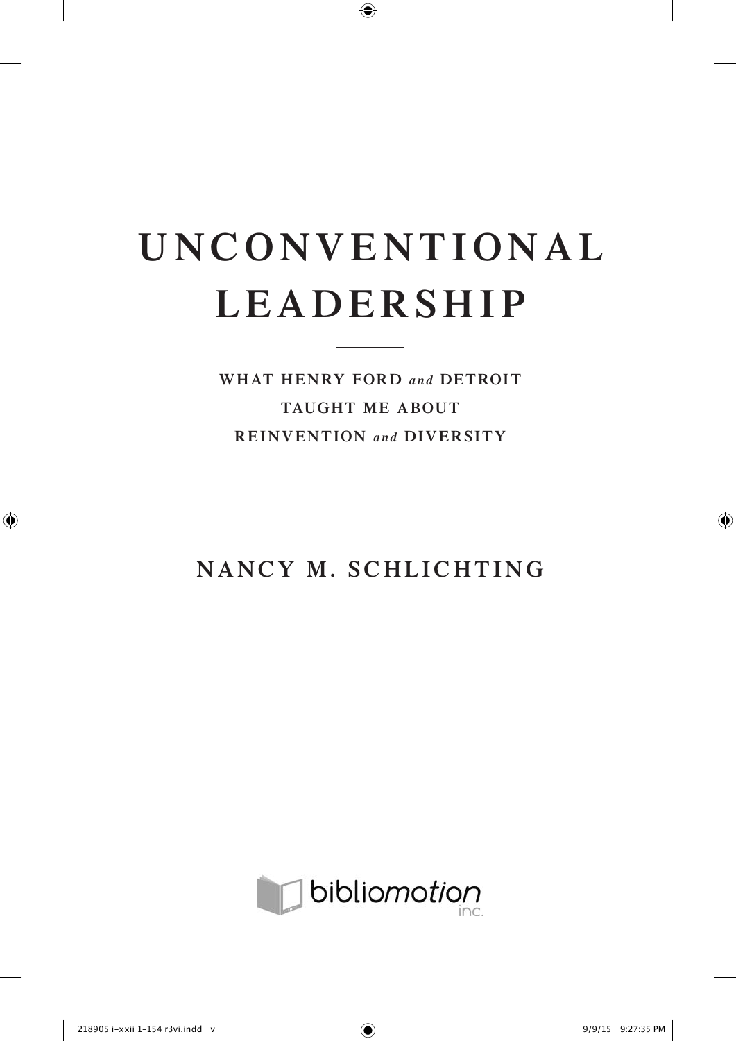# UNCONVENTIONAL LEADERSHIP

**WHAT HENRY FORD *and* DETROIT TAUGHT ME ABOUT REINVENTION *and* DIVERSITY**

**NANCY M. SCHLICHTING**

bibliomotion inc.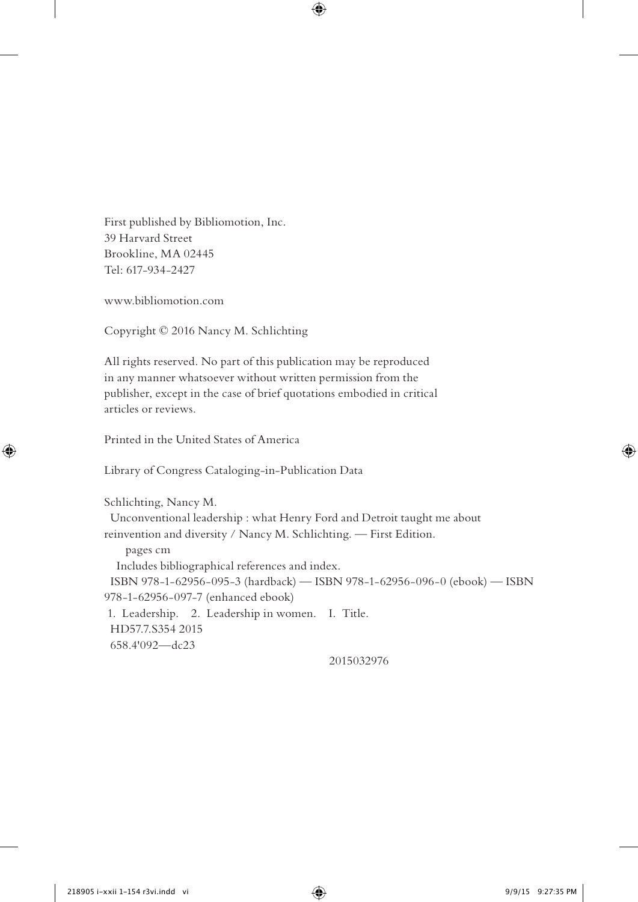First published by Bibliomotion, Inc.
39 Harvard Street
Brookline, MA 02445
Tel: 617-934-2427

www.bibliomotion.com

Copyright © 2016 Nancy M. Schlichting

All rights reserved. No part of this publication may be reproduced in any manner whatsoever without written permission from the publisher, except in the case of brief quotations embodied in critical articles or reviews.

Printed in the United States of America

Library of Congress Cataloging-in-Publication Data

Schlichting, Nancy M.
Unconventional leadership : what Henry Ford and Detroit taught me about reinvention and diversity / Nancy M. Schlichting. — First Edition.
pages cm
Includes bibliographical references and index.
ISBN 978-1-62956-095-3 (hardback) — ISBN 978-1-62956-096-0 (ebook) — ISBN 978-1-62956-097-7 (enhanced ebook)
1. Leadership. 2. Leadership in women. I. Title.
HD57.7.S354 2015
658.4'092—dc23

2015032976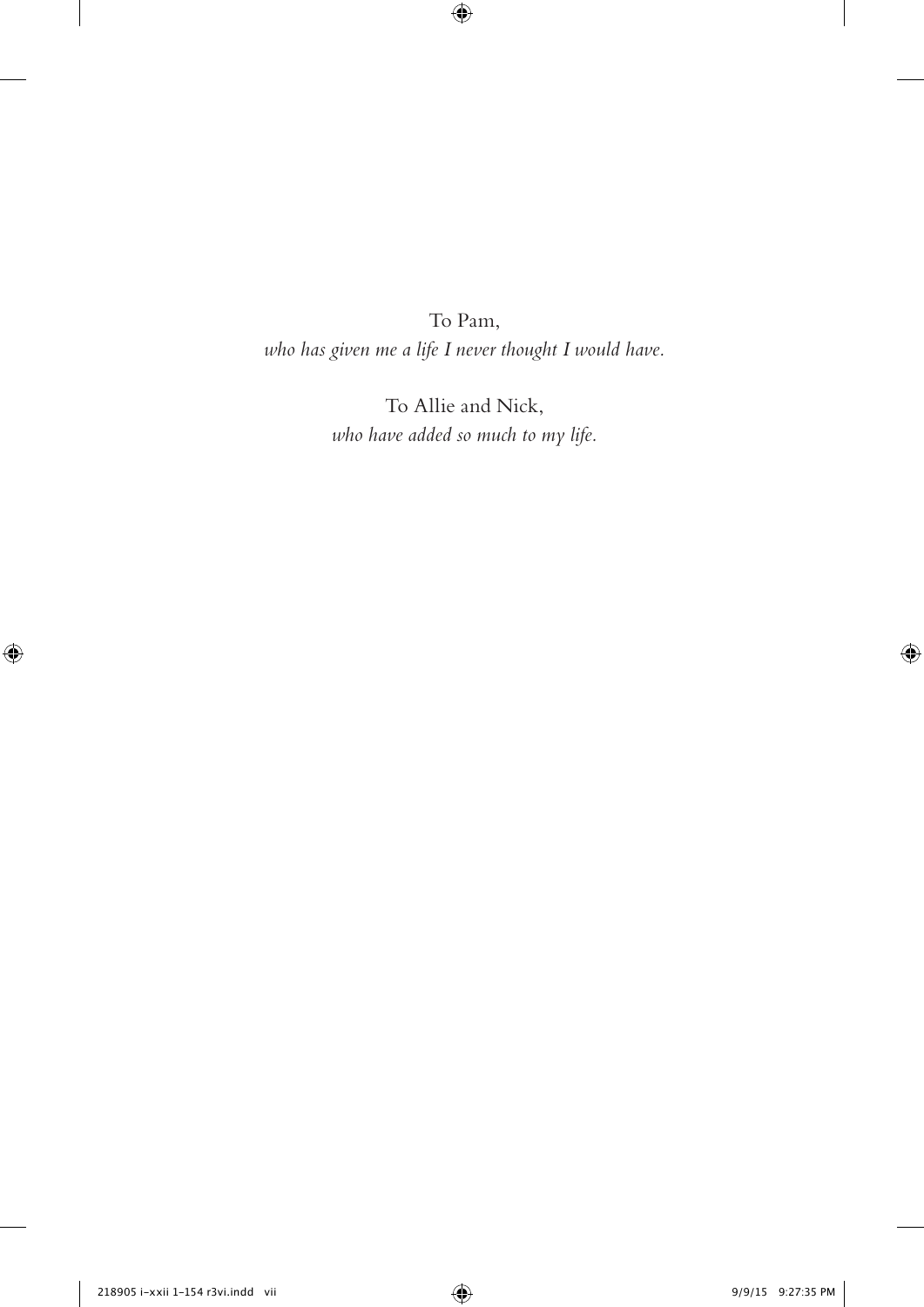To Pam,  
*who has given me a life I never thought I would have.*

To Allie and Nick,  
*who have added so much to my life.*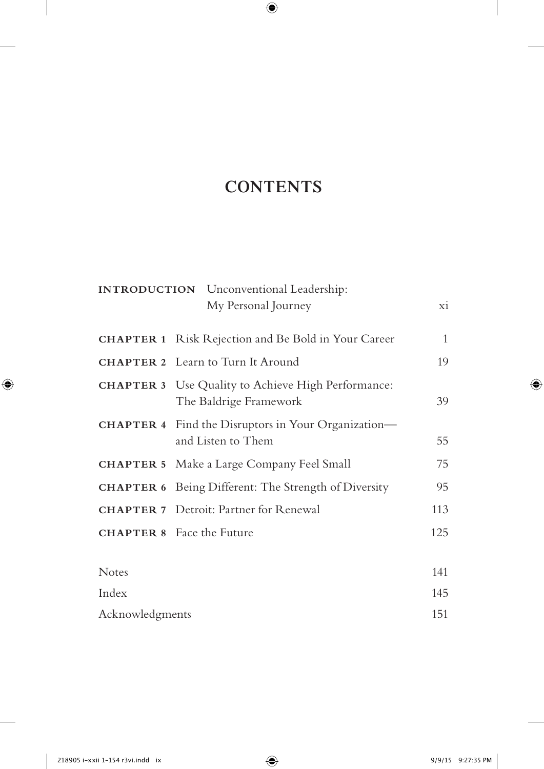# CONTENTS

| | | |
|---|---|---|
| **INTRODUCTION** | Unconventional Leadership: My Personal Journey | xi |
| **CHAPTER 1** | Risk Rejection and Be Bold in Your Career | 1 |
| **CHAPTER 2** | Learn to Turn It Around | 19 |
| **CHAPTER 3** | Use Quality to Achieve High Performance: The Baldrige Framework | 39 |
| **CHAPTER 4** | Find the Disruptors in Your Organization—and Listen to Them | 55 |
| **CHAPTER 5** | Make a Large Company Feel Small | 75 |
| **CHAPTER 6** | Being Different: The Strength of Diversity | 95 |
| **CHAPTER 7** | Detroit: Partner for Renewal | 113 |
| **CHAPTER 8** | Face the Future | 125 |
| Notes | | 141 |
| Index | | 145 |
| Acknowledgments | | 151 |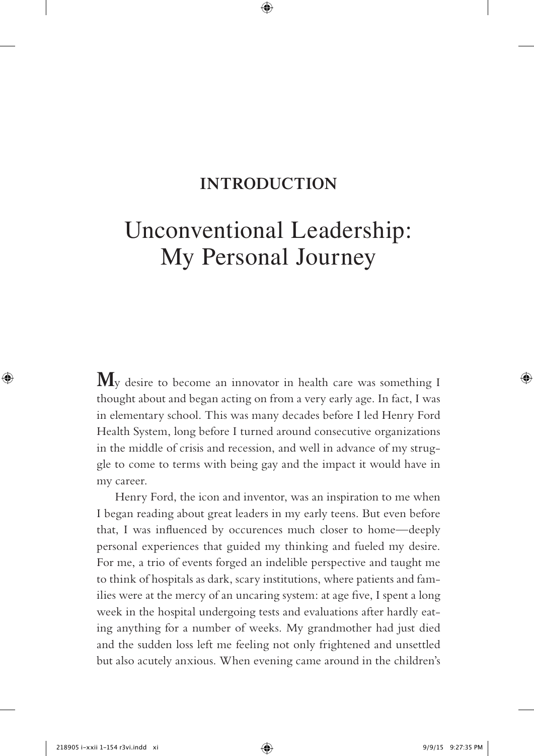## INTRODUCTION

# Unconventional Leadership: My Personal Journey

My desire to become an innovator in health care was something I thought about and began acting on from a very early age. In fact, I was in elementary school. This was many decades before I led Henry Ford Health System, long before I turned around consecutive organizations in the middle of crisis and recession, and well in advance of my struggle to come to terms with being gay and the impact it would have in my career.

Henry Ford, the icon and inventor, was an inspiration to me when I began reading about great leaders in my early teens. But even before that, I was influenced by occurences much closer to home—deeply personal experiences that guided my thinking and fueled my desire. For me, a trio of events forged an indelible perspective and taught me to think of hospitals as dark, scary institutions, where patients and families were at the mercy of an uncaring system: at age five, I spent a long week in the hospital undergoing tests and evaluations after hardly eating anything for a number of weeks. My grandmother had just died and the sudden loss left me feeling not only frightened and unsettled but also acutely anxious. When evening came around in the children's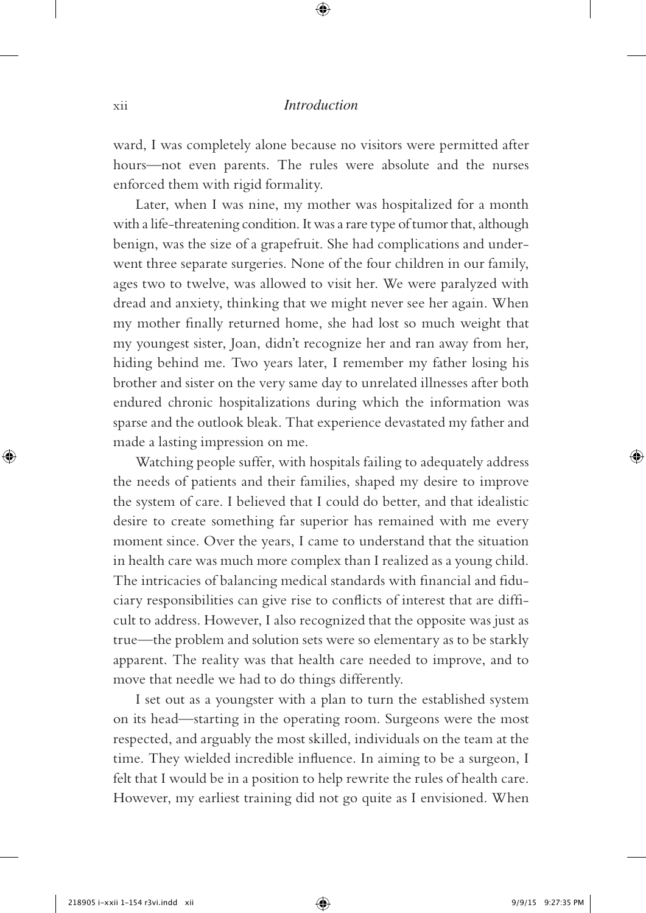ward, I was completely alone because no visitors were permitted after hours—not even parents. The rules were absolute and the nurses enforced them with rigid formality.

Later, when I was nine, my mother was hospitalized for a month with a life-threatening condition. It was a rare type of tumor that, although benign, was the size of a grapefruit. She had complications and underwent three separate surgeries. None of the four children in our family, ages two to twelve, was allowed to visit her. We were paralyzed with dread and anxiety, thinking that we might never see her again. When my mother finally returned home, she had lost so much weight that my youngest sister, Joan, didn't recognize her and ran away from her, hiding behind me. Two years later, I remember my father losing his brother and sister on the very same day to unrelated illnesses after both endured chronic hospitalizations during which the information was sparse and the outlook bleak. That experience devastated my father and made a lasting impression on me.

Watching people suffer, with hospitals failing to adequately address the needs of patients and their families, shaped my desire to improve the system of care. I believed that I could do better, and that idealistic desire to create something far superior has remained with me every moment since. Over the years, I came to understand that the situation in health care was much more complex than I realized as a young child. The intricacies of balancing medical standards with financial and fiduciary responsibilities can give rise to conflicts of interest that are difficult to address. However, I also recognized that the opposite was just as true—the problem and solution sets were so elementary as to be starkly apparent. The reality was that health care needed to improve, and to move that needle we had to do things differently.

I set out as a youngster with a plan to turn the established system on its head—starting in the operating room. Surgeons were the most respected, and arguably the most skilled, individuals on the team at the time. They wielded incredible influence. In aiming to be a surgeon, I felt that I would be in a position to help rewrite the rules of health care. However, my earliest training did not go quite as I envisioned. When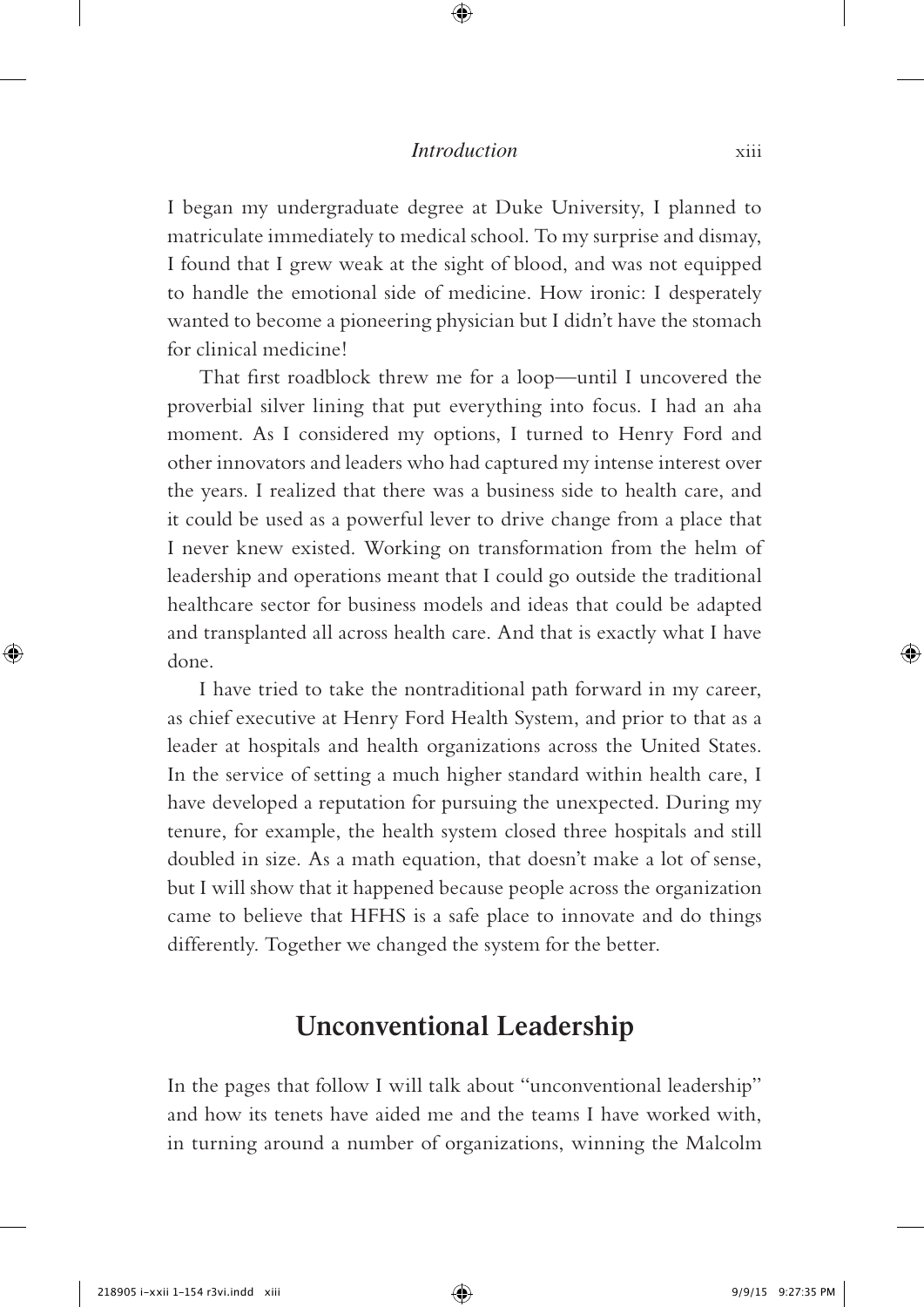I began my undergraduate degree at Duke University, I planned to matriculate immediately to medical school. To my surprise and dismay, I found that I grew weak at the sight of blood, and was not equipped to handle the emotional side of medicine. How ironic: I desperately wanted to become a pioneering physician but I didn't have the stomach for clinical medicine!

That first roadblock threw me for a loop—until I uncovered the proverbial silver lining that put everything into focus. I had an aha moment. As I considered my options, I turned to Henry Ford and other innovators and leaders who had captured my intense interest over the years. I realized that there was a business side to health care, and it could be used as a powerful lever to drive change from a place that I never knew existed. Working on transformation from the helm of leadership and operations meant that I could go outside the traditional healthcare sector for business models and ideas that could be adapted and transplanted all across health care. And that is exactly what I have done.

I have tried to take the nontraditional path forward in my career, as chief executive at Henry Ford Health System, and prior to that as a leader at hospitals and health organizations across the United States. In the service of setting a much higher standard within health care, I have developed a reputation for pursuing the unexpected. During my tenure, for example, the health system closed three hospitals and still doubled in size. As a math equation, that doesn't make a lot of sense, but I will show that it happened because people across the organization came to believe that HFHS is a safe place to innovate and do things differently. Together we changed the system for the better.

## Unconventional Leadership

In the pages that follow I will talk about "unconventional leadership" and how its tenets have aided me and the teams I have worked with, in turning around a number of organizations, winning the Malcolm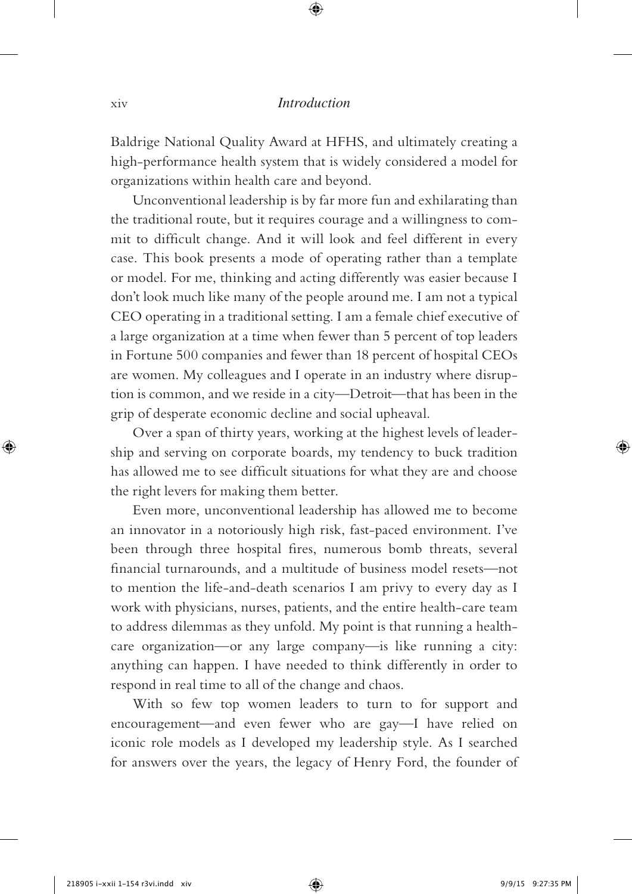Baldrige National Quality Award at HFHS, and ultimately creating a high-performance health system that is widely considered a model for organizations within health care and beyond.

Unconventional leadership is by far more fun and exhilarating than the traditional route, but it requires courage and a willingness to commit to difficult change. And it will look and feel different in every case. This book presents a mode of operating rather than a template or model. For me, thinking and acting differently was easier because I don't look much like many of the people around me. I am not a typical CEO operating in a traditional setting. I am a female chief executive of a large organization at a time when fewer than 5 percent of top leaders in Fortune 500 companies and fewer than 18 percent of hospital CEOs are women. My colleagues and I operate in an industry where disruption is common, and we reside in a city—Detroit—that has been in the grip of desperate economic decline and social upheaval.

Over a span of thirty years, working at the highest levels of leadership and serving on corporate boards, my tendency to buck tradition has allowed me to see difficult situations for what they are and choose the right levers for making them better.

Even more, unconventional leadership has allowed me to become an innovator in a notoriously high risk, fast-paced environment. I've been through three hospital fires, numerous bomb threats, several financial turnarounds, and a multitude of business model resets—not to mention the life-and-death scenarios I am privy to every day as I work with physicians, nurses, patients, and the entire health-care team to address dilemmas as they unfold. My point is that running a health-care organization—or any large company—is like running a city: anything can happen. I have needed to think differently in order to respond in real time to all of the change and chaos.

With so few top women leaders to turn to for support and encouragement—and even fewer who are gay—I have relied on iconic role models as I developed my leadership style. As I searched for answers over the years, the legacy of Henry Ford, the founder of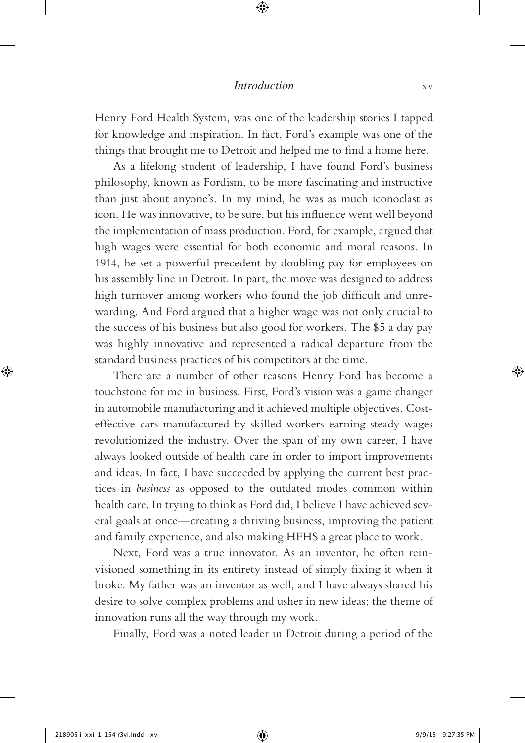Henry Ford Health System, was one of the leadership stories I tapped for knowledge and inspiration. In fact, Ford's example was one of the things that brought me to Detroit and helped me to find a home here.

As a lifelong student of leadership, I have found Ford's business philosophy, known as Fordism, to be more fascinating and instructive than just about anyone's. In my mind, he was as much iconoclast as icon. He was innovative, to be sure, but his influence went well beyond the implementation of mass production. Ford, for example, argued that high wages were essential for both economic and moral reasons. In 1914, he set a powerful precedent by doubling pay for employees on his assembly line in Detroit. In part, the move was designed to address high turnover among workers who found the job difficult and unrewarding. And Ford argued that a higher wage was not only crucial to the success of his business but also good for workers. The $5 a day pay was highly innovative and represented a radical departure from the standard business practices of his competitors at the time.

There are a number of other reasons Henry Ford has become a touchstone for me in business. First, Ford's vision was a game changer in automobile manufacturing and it achieved multiple objectives. Cost-effective cars manufactured by skilled workers earning steady wages revolutionized the industry. Over the span of my own career, I have always looked outside of health care in order to import improvements and ideas. In fact, I have succeeded by applying the current best practices in *business* as opposed to the outdated modes common within health care. In trying to think as Ford did, I believe I have achieved several goals at once—creating a thriving business, improving the patient and family experience, and also making HFHS a great place to work.

Next, Ford was a true innovator. As an inventor, he often reinvisioned something in its entirety instead of simply fixing it when it broke. My father was an inventor as well, and I have always shared his desire to solve complex problems and usher in new ideas; the theme of innovation runs all the way through my work.

Finally, Ford was a noted leader in Detroit during a period of the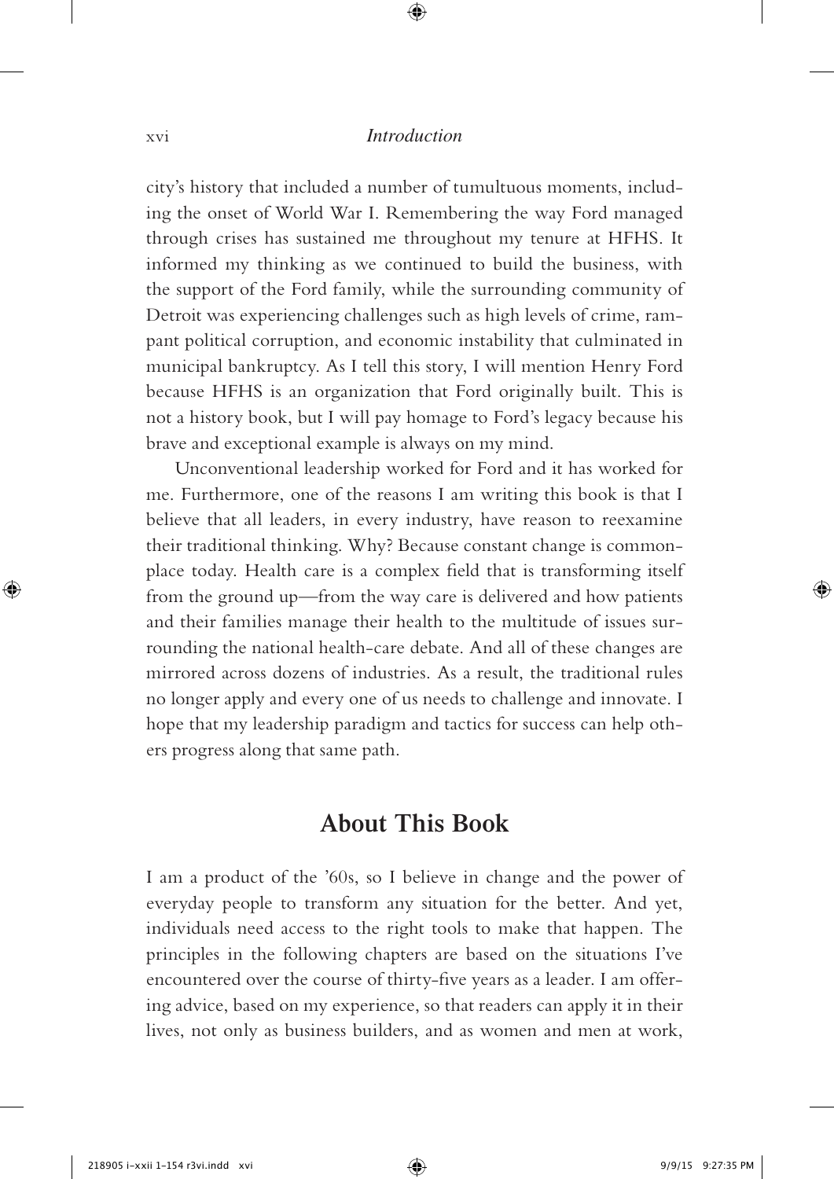city's history that included a number of tumultuous moments, including the onset of World War I. Remembering the way Ford managed through crises has sustained me throughout my tenure at HFHS. It informed my thinking as we continued to build the business, with the support of the Ford family, while the surrounding community of Detroit was experiencing challenges such as high levels of crime, rampant political corruption, and economic instability that culminated in municipal bankruptcy. As I tell this story, I will mention Henry Ford because HFHS is an organization that Ford originally built. This is not a history book, but I will pay homage to Ford's legacy because his brave and exceptional example is always on my mind.

Unconventional leadership worked for Ford and it has worked for me. Furthermore, one of the reasons I am writing this book is that I believe that all leaders, in every industry, have reason to reexamine their traditional thinking. Why? Because constant change is commonplace today. Health care is a complex field that is transforming itself from the ground up—from the way care is delivered and how patients and their families manage their health to the multitude of issues surrounding the national health-care debate. And all of these changes are mirrored across dozens of industries. As a result, the traditional rules no longer apply and every one of us needs to challenge and innovate. I hope that my leadership paradigm and tactics for success can help others progress along that same path.

## About This Book

I am a product of the '60s, so I believe in change and the power of everyday people to transform any situation for the better. And yet, individuals need access to the right tools to make that happen. The principles in the following chapters are based on the situations I've encountered over the course of thirty-five years as a leader. I am offering advice, based on my experience, so that readers can apply it in their lives, not only as business builders, and as women and men at work,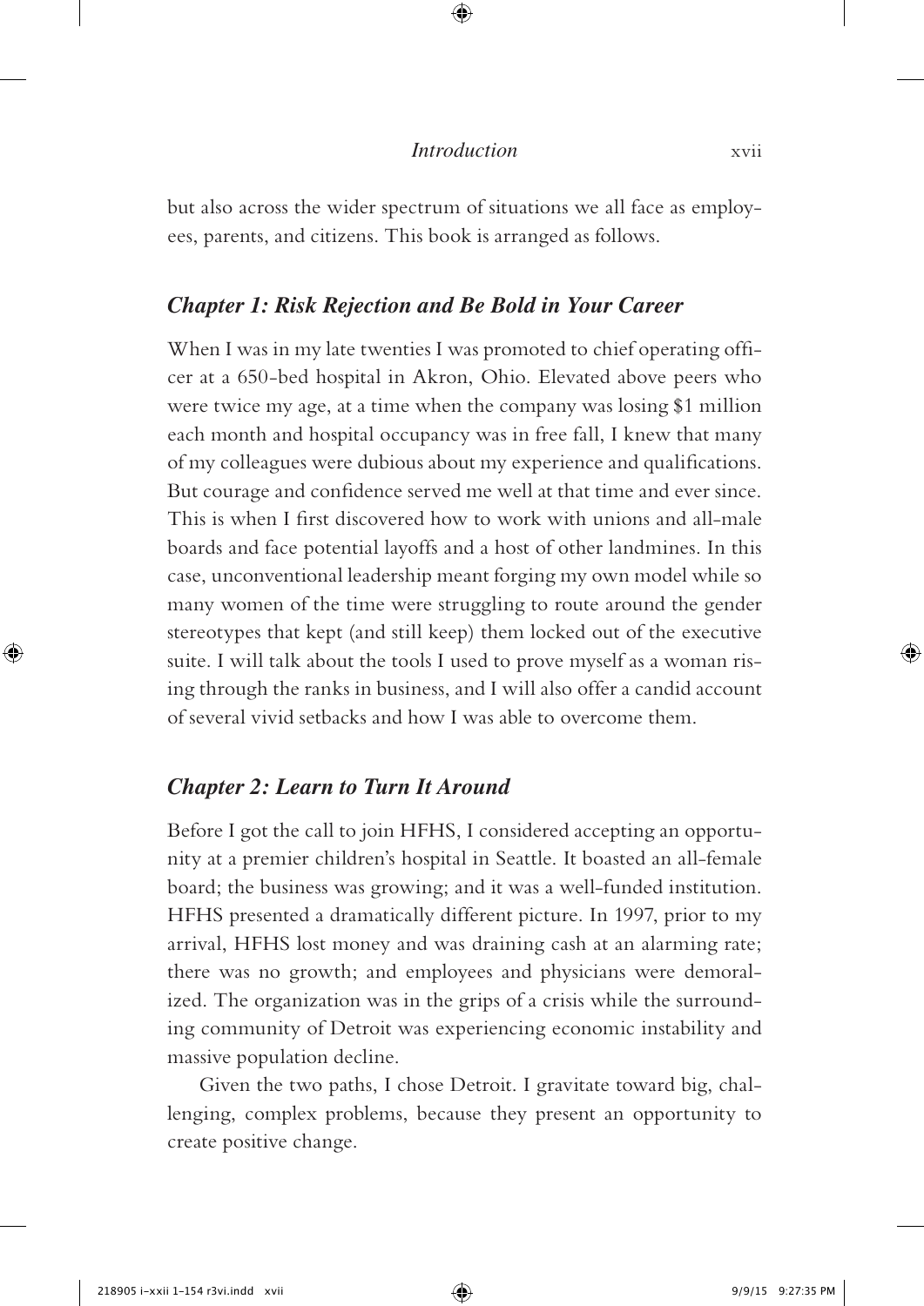but also across the wider spectrum of situations we all face as employees, parents, and citizens. This book is arranged as follows.

### *Chapter 1: Risk Rejection and Be Bold in Your Career*

When I was in my late twenties I was promoted to chief operating officer at a 650-bed hospital in Akron, Ohio. Elevated above peers who were twice my age, at a time when the company was losing $1 million each month and hospital occupancy was in free fall, I knew that many of my colleagues were dubious about my experience and qualifications. But courage and confidence served me well at that time and ever since. This is when I first discovered how to work with unions and all-male boards and face potential layoffs and a host of other landmines. In this case, unconventional leadership meant forging my own model while so many women of the time were struggling to route around the gender stereotypes that kept (and still keep) them locked out of the executive suite. I will talk about the tools I used to prove myself as a woman rising through the ranks in business, and I will also offer a candid account of several vivid setbacks and how I was able to overcome them.

### *Chapter 2: Learn to Turn It Around*

Before I got the call to join HFHS, I considered accepting an opportunity at a premier children's hospital in Seattle. It boasted an all-female board; the business was growing; and it was a well-funded institution. HFHS presented a dramatically different picture. In 1997, prior to my arrival, HFHS lost money and was draining cash at an alarming rate; there was no growth; and employees and physicians were demoralized. The organization was in the grips of a crisis while the surrounding community of Detroit was experiencing economic instability and massive population decline.

Given the two paths, I chose Detroit. I gravitate toward big, challenging, complex problems, because they present an opportunity to create positive change.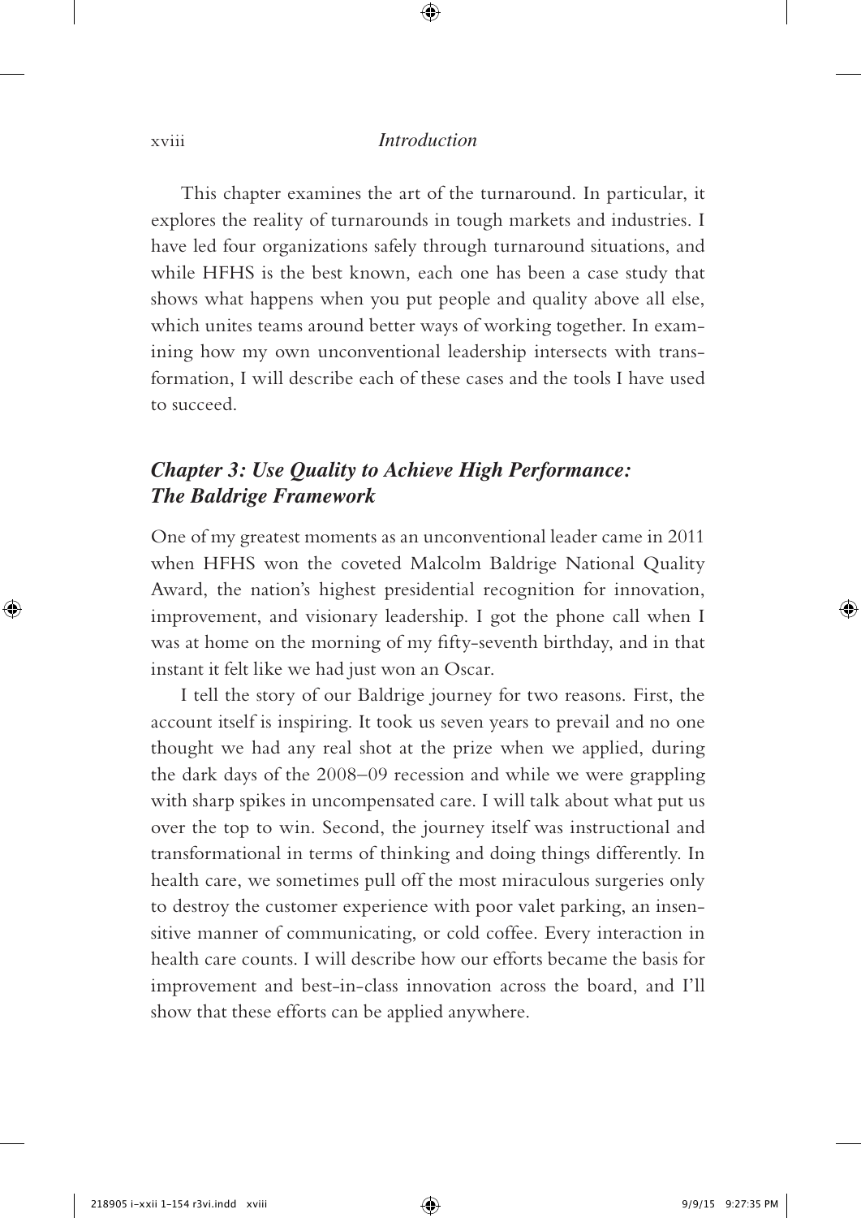This chapter examines the art of the turnaround. In particular, it explores the reality of turnarounds in tough markets and industries. I have led four organizations safely through turnaround situations, and while HFHS is the best known, each one has been a case study that shows what happens when you put people and quality above all else, which unites teams around better ways of working together. In examining how my own unconventional leadership intersects with transformation, I will describe each of these cases and the tools I have used to succeed.

## *Chapter 3: Use Quality to Achieve High Performance: The Baldrige Framework*

One of my greatest moments as an unconventional leader came in 2011 when HFHS won the coveted Malcolm Baldrige National Quality Award, the nation's highest presidential recognition for innovation, improvement, and visionary leadership. I got the phone call when I was at home on the morning of my fifty-seventh birthday, and in that instant it felt like we had just won an Oscar.

I tell the story of our Baldrige journey for two reasons. First, the account itself is inspiring. It took us seven years to prevail and no one thought we had any real shot at the prize when we applied, during the dark days of the 2008–09 recession and while we were grappling with sharp spikes in uncompensated care. I will talk about what put us over the top to win. Second, the journey itself was instructional and transformational in terms of thinking and doing things differently. In health care, we sometimes pull off the most miraculous surgeries only to destroy the customer experience with poor valet parking, an insensitive manner of communicating, or cold coffee. Every interaction in health care counts. I will describe how our efforts became the basis for improvement and best-in-class innovation across the board, and I'll show that these efforts can be applied anywhere.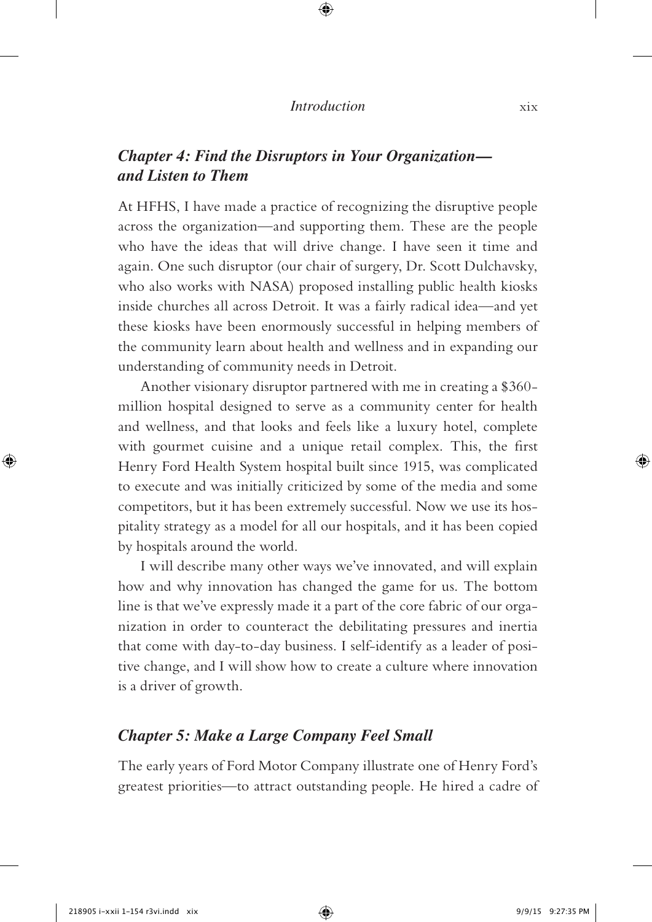### *Chapter 4: Find the Disruptors in Your Organization—and Listen to Them*

At HFHS, I have made a practice of recognizing the disruptive people across the organization—and supporting them. These are the people who have the ideas that will drive change. I have seen it time and again. One such disruptor (our chair of surgery, Dr. Scott Dulchavsky, who also works with NASA) proposed installing public health kiosks inside churches all across Detroit. It was a fairly radical idea—and yet these kiosks have been enormously successful in helping members of the community learn about health and wellness and in expanding our understanding of community needs in Detroit.

Another visionary disruptor partnered with me in creating a $360-million hospital designed to serve as a community center for health and wellness, and that looks and feels like a luxury hotel, complete with gourmet cuisine and a unique retail complex. This, the first Henry Ford Health System hospital built since 1915, was complicated to execute and was initially criticized by some of the media and some competitors, but it has been extremely successful. Now we use its hospitality strategy as a model for all our hospitals, and it has been copied by hospitals around the world.

I will describe many other ways we've innovated, and will explain how and why innovation has changed the game for us. The bottom line is that we've expressly made it a part of the core fabric of our organization in order to counteract the debilitating pressures and inertia that come with day-to-day business. I self-identify as a leader of positive change, and I will show how to create a culture where innovation is a driver of growth.

### *Chapter 5: Make a Large Company Feel Small*

The early years of Ford Motor Company illustrate one of Henry Ford's greatest priorities—to attract outstanding people. He hired a cadre of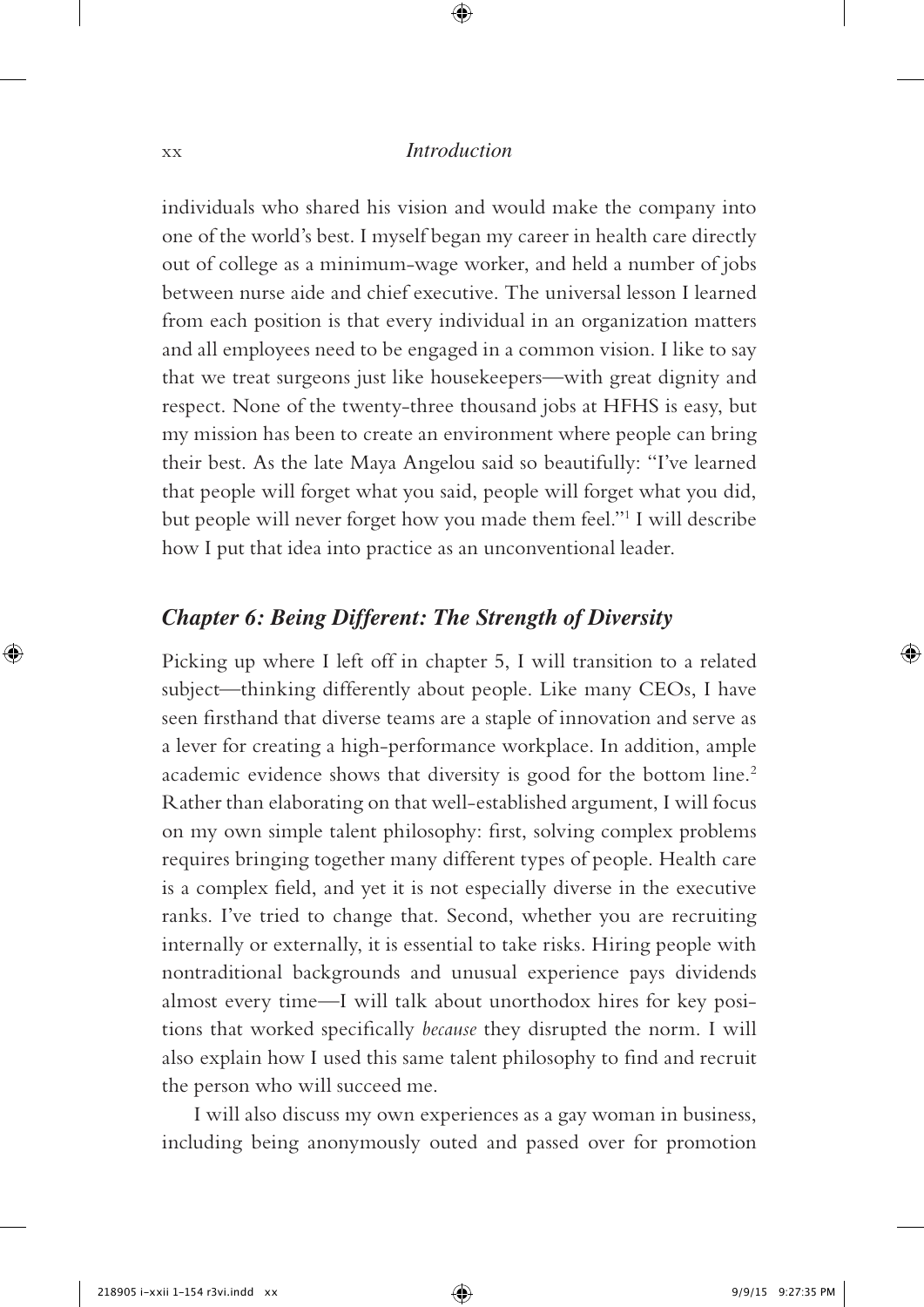individuals who shared his vision and would make the company into one of the world's best. I myself began my career in health care directly out of college as a minimum-wage worker, and held a number of jobs between nurse aide and chief executive. The universal lesson I learned from each position is that every individual in an organization matters and all employees need to be engaged in a common vision. I like to say that we treat surgeons just like housekeepers—with great dignity and respect. None of the twenty-three thousand jobs at HFHS is easy, but my mission has been to create an environment where people can bring their best. As the late Maya Angelou said so beautifully: "I've learned that people will forget what you said, people will forget what you did, but people will never forget how you made them feel."[1] I will describe how I put that idea into practice as an unconventional leader.

## *Chapter 6: Being Different: The Strength of Diversity*

Picking up where I left off in chapter 5, I will transition to a related subject—thinking differently about people. Like many CEOs, I have seen firsthand that diverse teams are a staple of innovation and serve as a lever for creating a high-performance workplace. In addition, ample academic evidence shows that diversity is good for the bottom line.[2] Rather than elaborating on that well-established argument, I will focus on my own simple talent philosophy: first, solving complex problems requires bringing together many different types of people. Health care is a complex field, and yet it is not especially diverse in the executive ranks. I've tried to change that. Second, whether you are recruiting internally or externally, it is essential to take risks. Hiring people with nontraditional backgrounds and unusual experience pays dividends almost every time—I will talk about unorthodox hires for key positions that worked specifically *because* they disrupted the norm. I will also explain how I used this same talent philosophy to find and recruit the person who will succeed me.

I will also discuss my own experiences as a gay woman in business, including being anonymously outed and passed over for promotion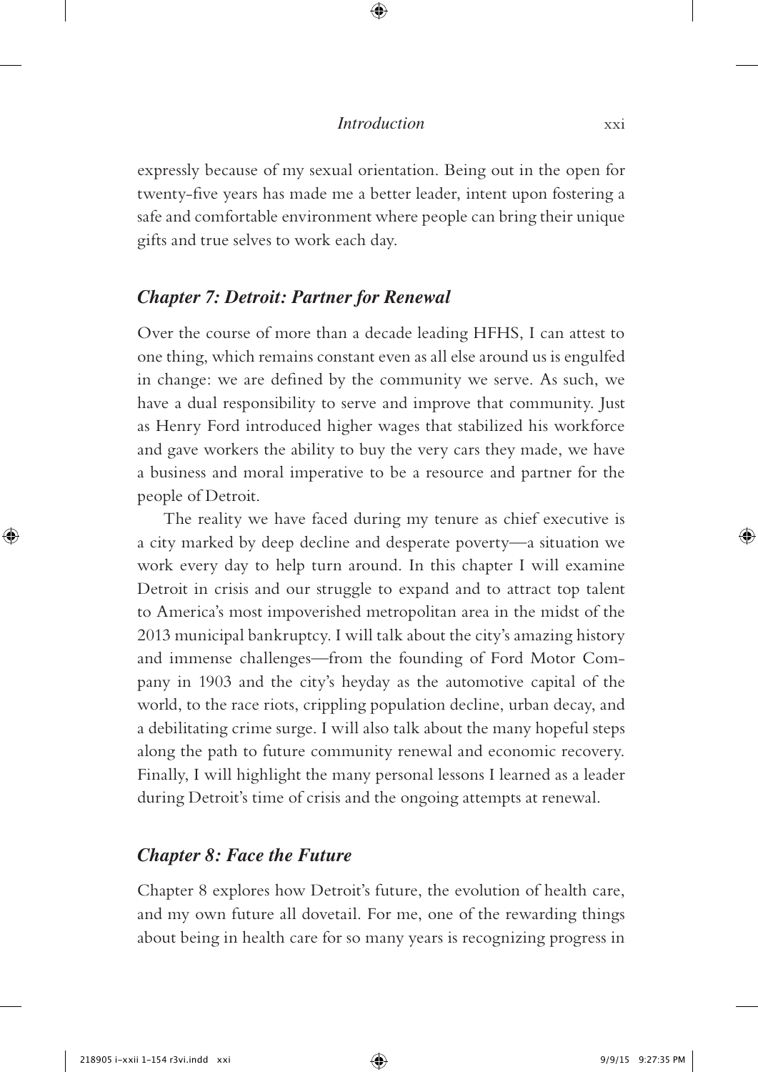expressly because of my sexual orientation. Being out in the open for twenty-five years has made me a better leader, intent upon fostering a safe and comfortable environment where people can bring their unique gifts and true selves to work each day.

### *Chapter 7: Detroit: Partner for Renewal*

Over the course of more than a decade leading HFHS, I can attest to one thing, which remains constant even as all else around us is engulfed in change: we are defined by the community we serve. As such, we have a dual responsibility to serve and improve that community. Just as Henry Ford introduced higher wages that stabilized his workforce and gave workers the ability to buy the very cars they made, we have a business and moral imperative to be a resource and partner for the people of Detroit.

The reality we have faced during my tenure as chief executive is a city marked by deep decline and desperate poverty—a situation we work every day to help turn around. In this chapter I will examine Detroit in crisis and our struggle to expand and to attract top talent to America's most impoverished metropolitan area in the midst of the 2013 municipal bankruptcy. I will talk about the city's amazing history and immense challenges—from the founding of Ford Motor Company in 1903 and the city's heyday as the automotive capital of the world, to the race riots, crippling population decline, urban decay, and a debilitating crime surge. I will also talk about the many hopeful steps along the path to future community renewal and economic recovery. Finally, I will highlight the many personal lessons I learned as a leader during Detroit's time of crisis and the ongoing attempts at renewal.

### *Chapter 8: Face the Future*

Chapter 8 explores how Detroit's future, the evolution of health care, and my own future all dovetail. For me, one of the rewarding things about being in health care for so many years is recognizing progress in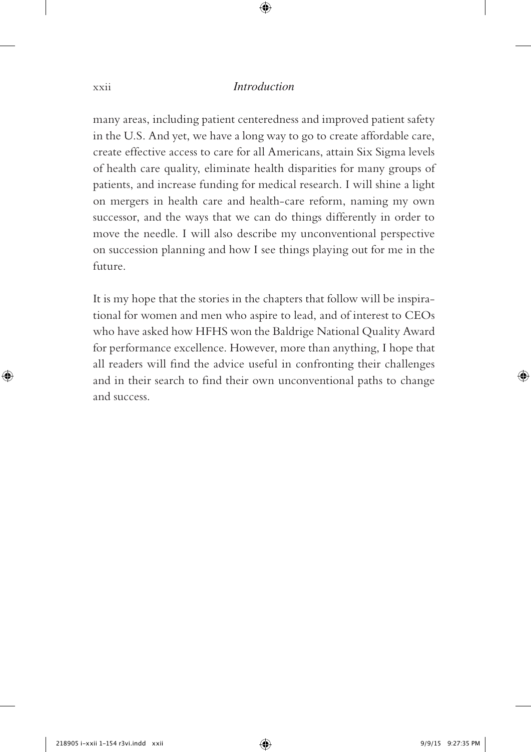many areas, including patient centeredness and improved patient safety in the U.S. And yet, we have a long way to go to create affordable care, create effective access to care for all Americans, attain Six Sigma levels of health care quality, eliminate health disparities for many groups of patients, and increase funding for medical research. I will shine a light on mergers in health care and health-care reform, naming my own successor, and the ways that we can do things differently in order to move the needle. I will also describe my unconventional perspective on succession planning and how I see things playing out for me in the future.

It is my hope that the stories in the chapters that follow will be inspirational for women and men who aspire to lead, and of interest to CEOs who have asked how HFHS won the Baldrige National Quality Award for performance excellence. However, more than anything, I hope that all readers will find the advice useful in confronting their challenges and in their search to find their own unconventional paths to change and success.